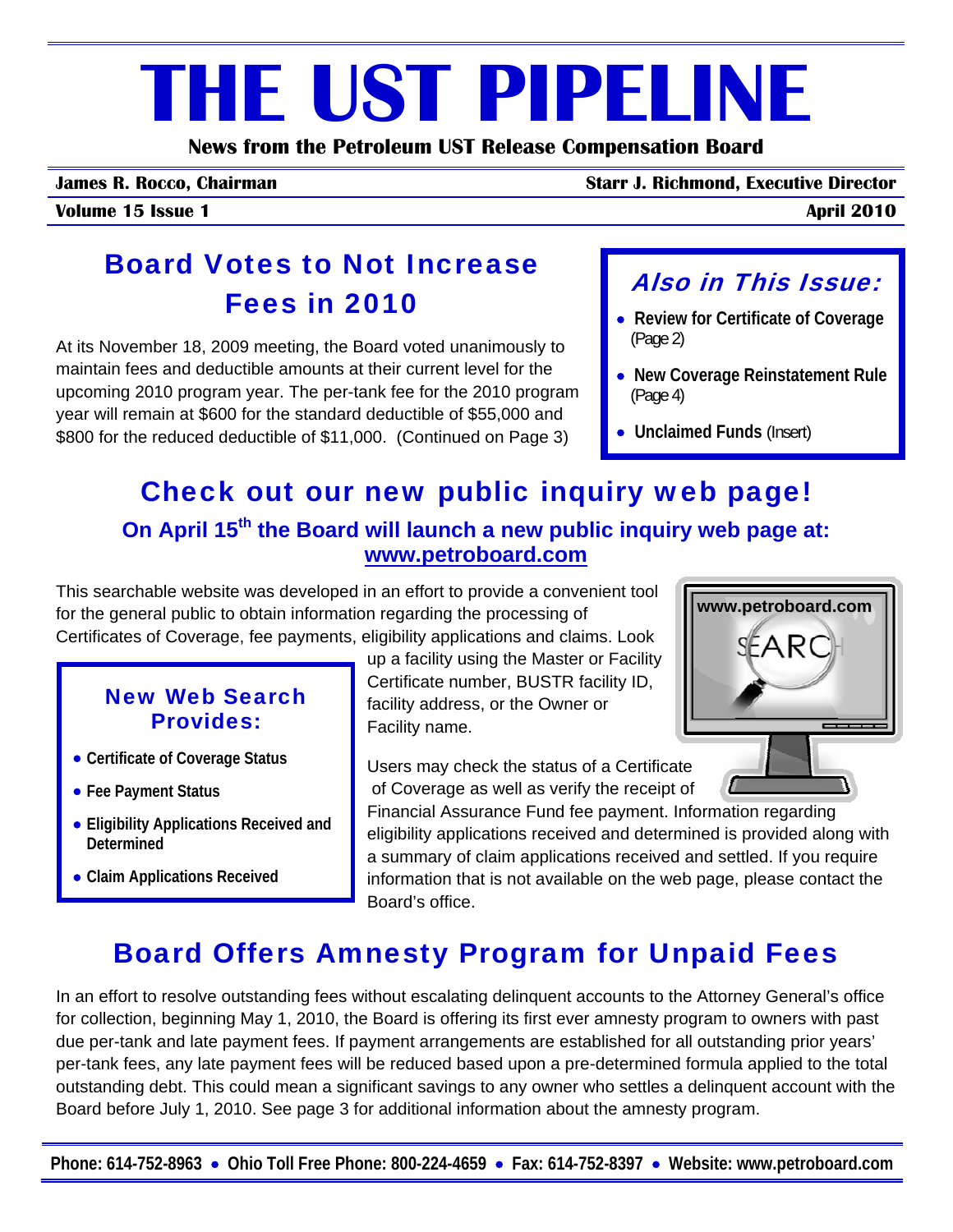# THE UST PIPELINE

**News from the Petroleum UST Release Compensation Board**

**James R. Rocco, Chairman** | **Starr J. Richmond, Executive Director**

**Volume 15 Issue 1** | **April 2010**

## Board Votes to Not Increase Fees in 2010

At its November 18, 2009 meeting, the Board voted unanimously to maintain fees and deductible amounts at their current level for the upcoming 2010 program year. The per-tank fee for the 2010 program year will remain at $600 for the standard deductible of $55,000 and $800 for the reduced deductible of $11,000. (Continued on Page 3)

### *Also in This Issue:*

- **Review for Certificate of Coverage** (Page 2)
- **New Coverage Reinstatement Rule** (Page 4)
- **Unclaimed Funds** (Insert)

## Check out our new public inquiry web page!

### On April 15th the Board will launch a new public inquiry web page at: www.petroboard.com

This searchable website was developed in an effort to provide a convenient tool for the general public to obtain information regarding the processing of Certificates of Coverage, fee payments, eligibility applications and claims. Look up a facility using the Master or Facility Certificate number, BUSTR facility ID, facility address, or the Owner or Facility name.

Users may check the status of a Certificate of Coverage as well as verify the receipt of Financial Assurance Fund fee payment. Information regarding eligibility applications received and determined is provided along with a summary of claim applications received and settled. If you require information that is not available on the web page, please contact the Board's office.

### New Web Search Provides:

- **Certificate of Coverage Status**
- **Fee Payment Status**
- **Eligibility Applications Received and Determined**
- **Claim Applications Received**

## Board Offers Amnesty Program for Unpaid Fees

In an effort to resolve outstanding fees without escalating delinquent accounts to the Attorney General's office for collection, beginning May 1, 2010, the Board is offering its first ever amnesty program to owners with past due per-tank and late payment fees. If payment arrangements are established for all outstanding prior years' per-tank fees, any late payment fees will be reduced based upon a pre-determined formula applied to the total outstanding debt. This could mean a significant savings to any owner who settles a delinquent account with the Board before July 1, 2010. See page 3 for additional information about the amnesty program.

**Phone: 614-752-8963 • Ohio Toll Free Phone: 800-224-4659 • Fax: 614-752-8397 • Website: www.petroboard.com**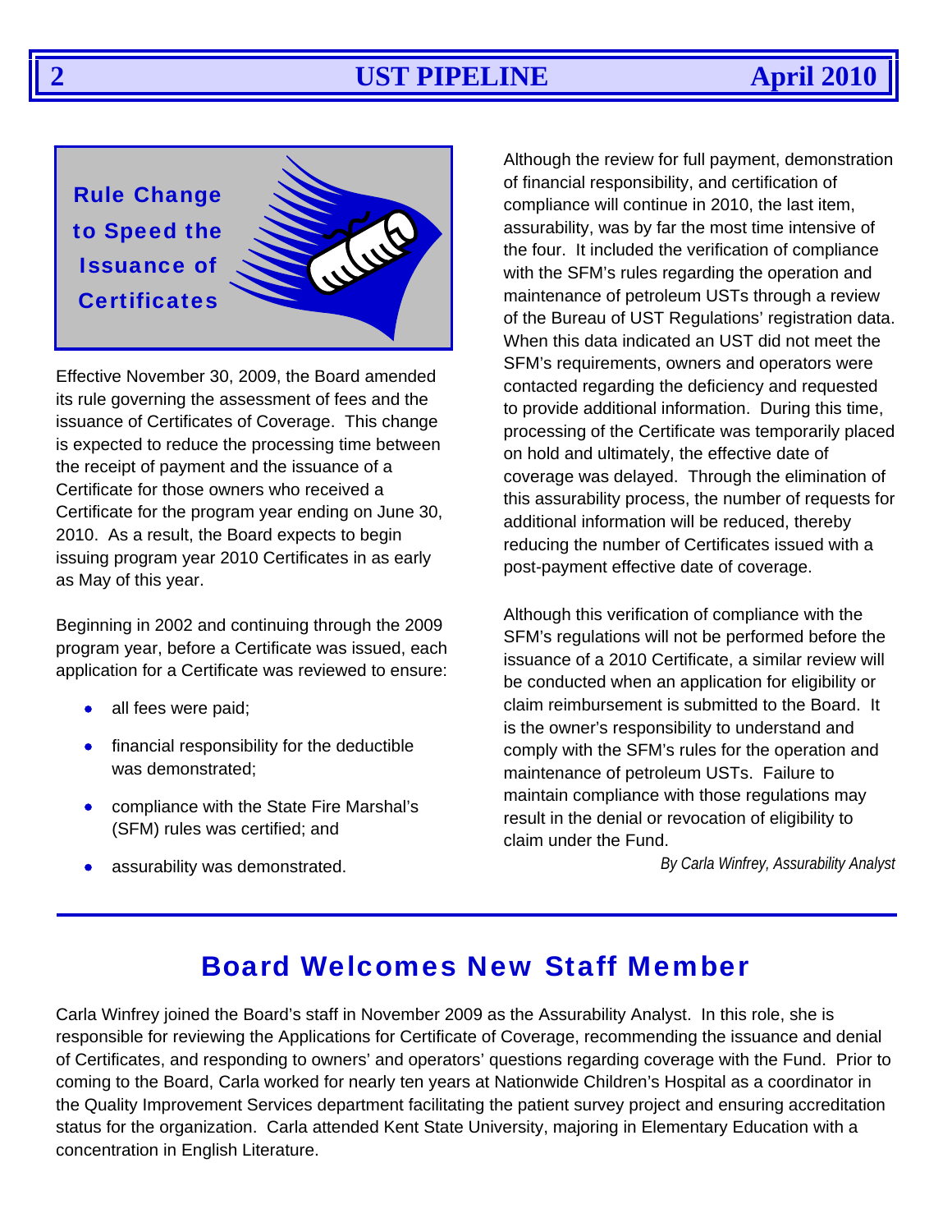## Rule Change to Speed the Issuance of Certificates

Effective November 30, 2009, the Board amended its rule governing the assessment of fees and the issuance of Certificates of Coverage. This change is expected to reduce the processing time between the receipt of payment and the issuance of a Certificate for those owners who received a Certificate for the program year ending on June 30, 2010. As a result, the Board expects to begin issuing program year 2010 Certificates in as early as May of this year.

Beginning in 2002 and continuing through the 2009 program year, before a Certificate was issued, each application for a Certificate was reviewed to ensure:

- all fees were paid;
- financial responsibility for the deductible was demonstrated;
- compliance with the State Fire Marshal's (SFM) rules was certified; and
- assurability was demonstrated.

Although the review for full payment, demonstration of financial responsibility, and certification of compliance will continue in 2010, the last item, assurability, was by far the most time intensive of the four. It included the verification of compliance with the SFM's rules regarding the operation and maintenance of petroleum USTs through a review of the Bureau of UST Regulations' registration data. When this data indicated an UST did not meet the SFM's requirements, owners and operators were contacted regarding the deficiency and requested to provide additional information. During this time, processing of the Certificate was temporarily placed on hold and ultimately, the effective date of coverage was delayed. Through the elimination of this assurability process, the number of requests for additional information will be reduced, thereby reducing the number of Certificates issued with a post-payment effective date of coverage.

Although this verification of compliance with the SFM's regulations will not be performed before the issuance of a 2010 Certificate, a similar review will be conducted when an application for eligibility or claim reimbursement is submitted to the Board. It is the owner's responsibility to understand and comply with the SFM's rules for the operation and maintenance of petroleum USTs. Failure to maintain compliance with those regulations may result in the denial or revocation of eligibility to claim under the Fund.

*By Carla Winfrey, Assurability Analyst*

## Board Welcomes New Staff Member

Carla Winfrey joined the Board's staff in November 2009 as the Assurability Analyst. In this role, she is responsible for reviewing the Applications for Certificate of Coverage, recommending the issuance and denial of Certificates, and responding to owners' and operators' questions regarding coverage with the Fund. Prior to coming to the Board, Carla worked for nearly ten years at Nationwide Children's Hospital as a coordinator in the Quality Improvement Services department facilitating the patient survey project and ensuring accreditation status for the organization. Carla attended Kent State University, majoring in Elementary Education with a concentration in English Literature.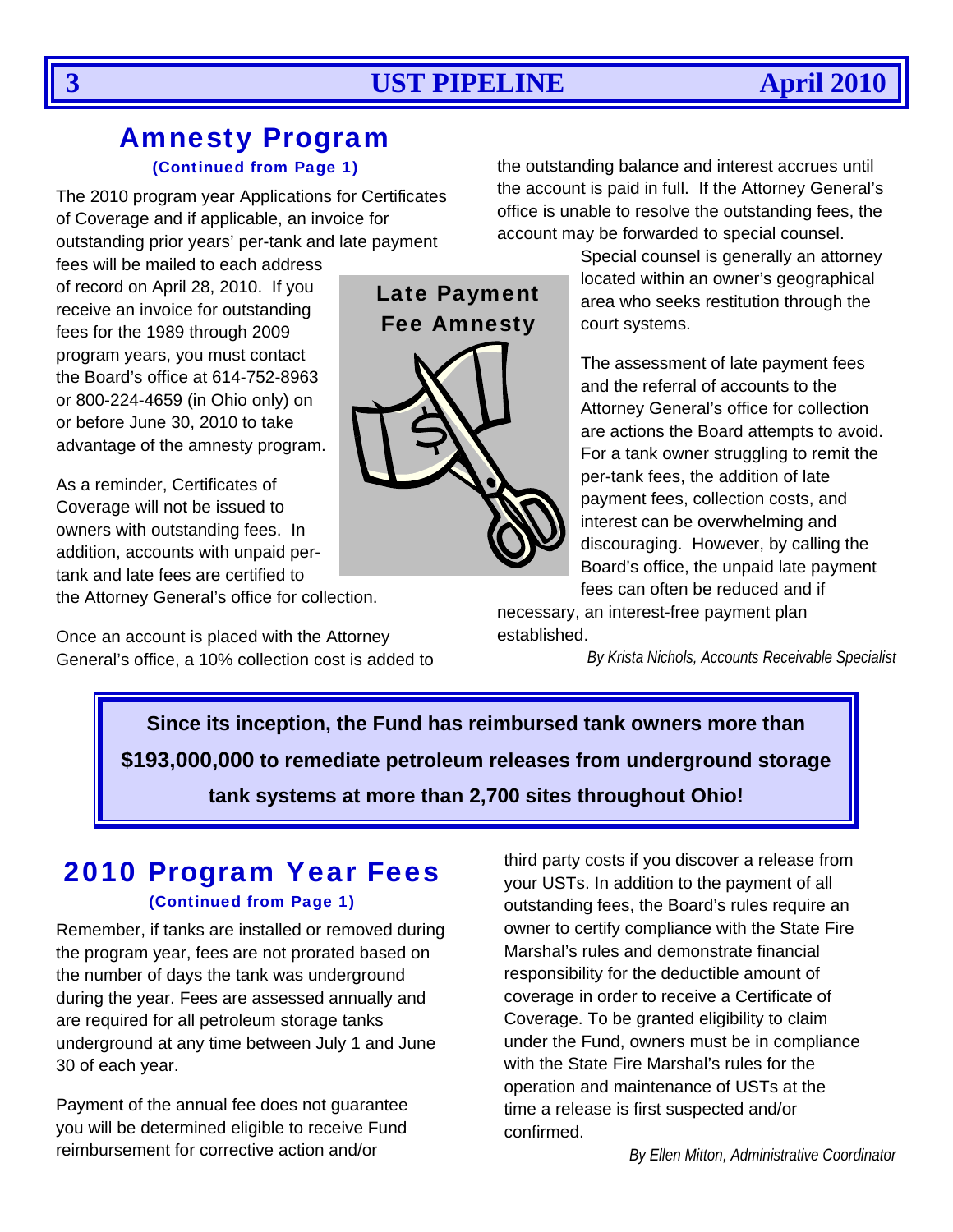## Amnesty Program

**(Continued from Page 1)**

The 2010 program year Applications for Certificates of Coverage and if applicable, an invoice for outstanding prior years' per-tank and late payment fees will be mailed to each address of record on April 28, 2010. If you receive an invoice for outstanding fees for the 1989 through 2009 program years, you must contact the Board's office at 614-752-8963 or 800-224-4659 (in Ohio only) on or before June 30, 2010 to take advantage of the amnesty program.

As a reminder, Certificates of Coverage will not be issued to owners with outstanding fees. In addition, accounts with unpaid per-tank and late fees are certified to the Attorney General's office for collection.

Once an account is placed with the Attorney General's office, a 10% collection cost is added to the outstanding balance and interest accrues until the account is paid in full. If the Attorney General's office is unable to resolve the outstanding fees, the account may be forwarded to special counsel. Special counsel is generally an attorney located within an owner's geographical area who seeks restitution through the court systems.

**Late Payment Fee Amnesty**

The assessment of late payment fees and the referral of accounts to the Attorney General's office for collection are actions the Board attempts to avoid. For a tank owner struggling to remit the per-tank fees, the addition of late payment fees, collection costs, and interest can be overwhelming and discouraging. However, by calling the Board's office, the unpaid late payment fees can often be reduced and if necessary, an interest-free payment plan established.

*By Krista Nichols, Accounts Receivable Specialist*

**Since its inception, the Fund has reimbursed tank owners more than $193,000,000 to remediate petroleum releases from underground storage tank systems at more than 2,700 sites throughout Ohio!**

## 2010 Program Year Fees

**(Continued from Page 1)**

Remember, if tanks are installed or removed during the program year, fees are not prorated based on the number of days the tank was underground during the year. Fees are assessed annually and are required for all petroleum storage tanks underground at any time between July 1 and June 30 of each year.

Payment of the annual fee does not guarantee you will be determined eligible to receive Fund reimbursement for corrective action and/or third party costs if you discover a release from your USTs. In addition to the payment of all outstanding fees, the Board's rules require an owner to certify compliance with the State Fire Marshal's rules and demonstrate financial responsibility for the deductible amount of coverage in order to receive a Certificate of Coverage. To be granted eligibility to claim under the Fund, owners must be in compliance with the State Fire Marshal's rules for the operation and maintenance of USTs at the time a release is first suspected and/or confirmed.

*By Ellen Mitton, Administrative Coordinator*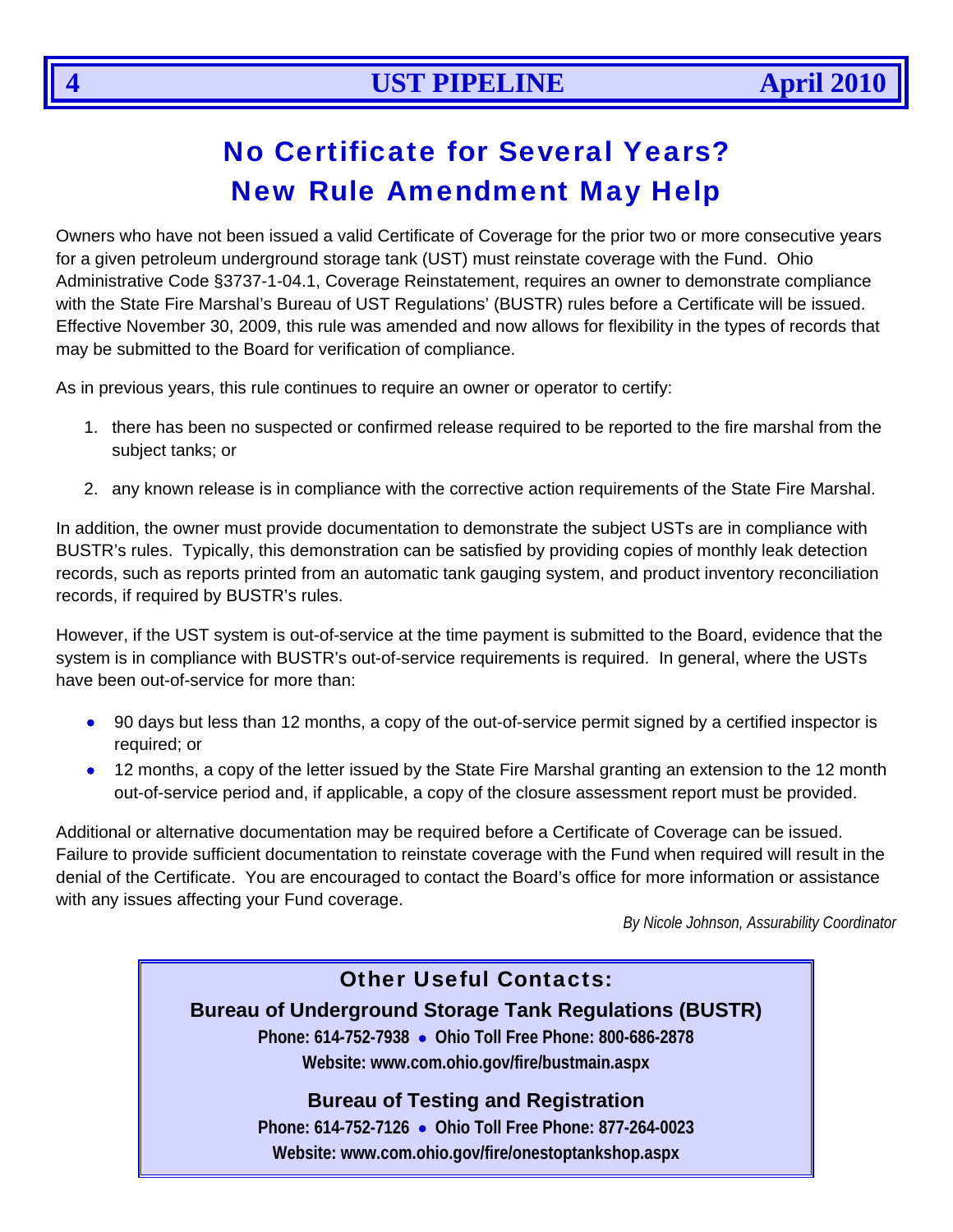# No Certificate for Several Years? New Rule Amendment May Help

Owners who have not been issued a valid Certificate of Coverage for the prior two or more consecutive years for a given petroleum underground storage tank (UST) must reinstate coverage with the Fund. Ohio Administrative Code §3737-1-04.1, Coverage Reinstatement, requires an owner to demonstrate compliance with the State Fire Marshal's Bureau of UST Regulations' (BUSTR) rules before a Certificate will be issued. Effective November 30, 2009, this rule was amended and now allows for flexibility in the types of records that may be submitted to the Board for verification of compliance.

As in previous years, this rule continues to require an owner or operator to certify:

1. there has been no suspected or confirmed release required to be reported to the fire marshal from the subject tanks; or
2. any known release is in compliance with the corrective action requirements of the State Fire Marshal.

In addition, the owner must provide documentation to demonstrate the subject USTs are in compliance with BUSTR's rules. Typically, this demonstration can be satisfied by providing copies of monthly leak detection records, such as reports printed from an automatic tank gauging system, and product inventory reconciliation records, if required by BUSTR's rules.

However, if the UST system is out-of-service at the time payment is submitted to the Board, evidence that the system is in compliance with BUSTR's out-of-service requirements is required. In general, where the USTs have been out-of-service for more than:

- 90 days but less than 12 months, a copy of the out-of-service permit signed by a certified inspector is required; or
- 12 months, a copy of the letter issued by the State Fire Marshal granting an extension to the 12 month out-of-service period and, if applicable, a copy of the closure assessment report must be provided.

Additional or alternative documentation may be required before a Certificate of Coverage can be issued. Failure to provide sufficient documentation to reinstate coverage with the Fund when required will result in the denial of the Certificate. You are encouraged to contact the Board's office for more information or assistance with any issues affecting your Fund coverage.

*By Nicole Johnson, Assurability Coordinator*

## Other Useful Contacts:

### Bureau of Underground Storage Tank Regulations (BUSTR)

**Phone: 614-752-7938 • Ohio Toll Free Phone: 800-686-2878**

**Website: www.com.ohio.gov/fire/bustmain.aspx**

### Bureau of Testing and Registration

**Phone: 614-752-7126 • Ohio Toll Free Phone: 877-264-0023**

**Website: www.com.ohio.gov/fire/onestoptankshop.aspx**